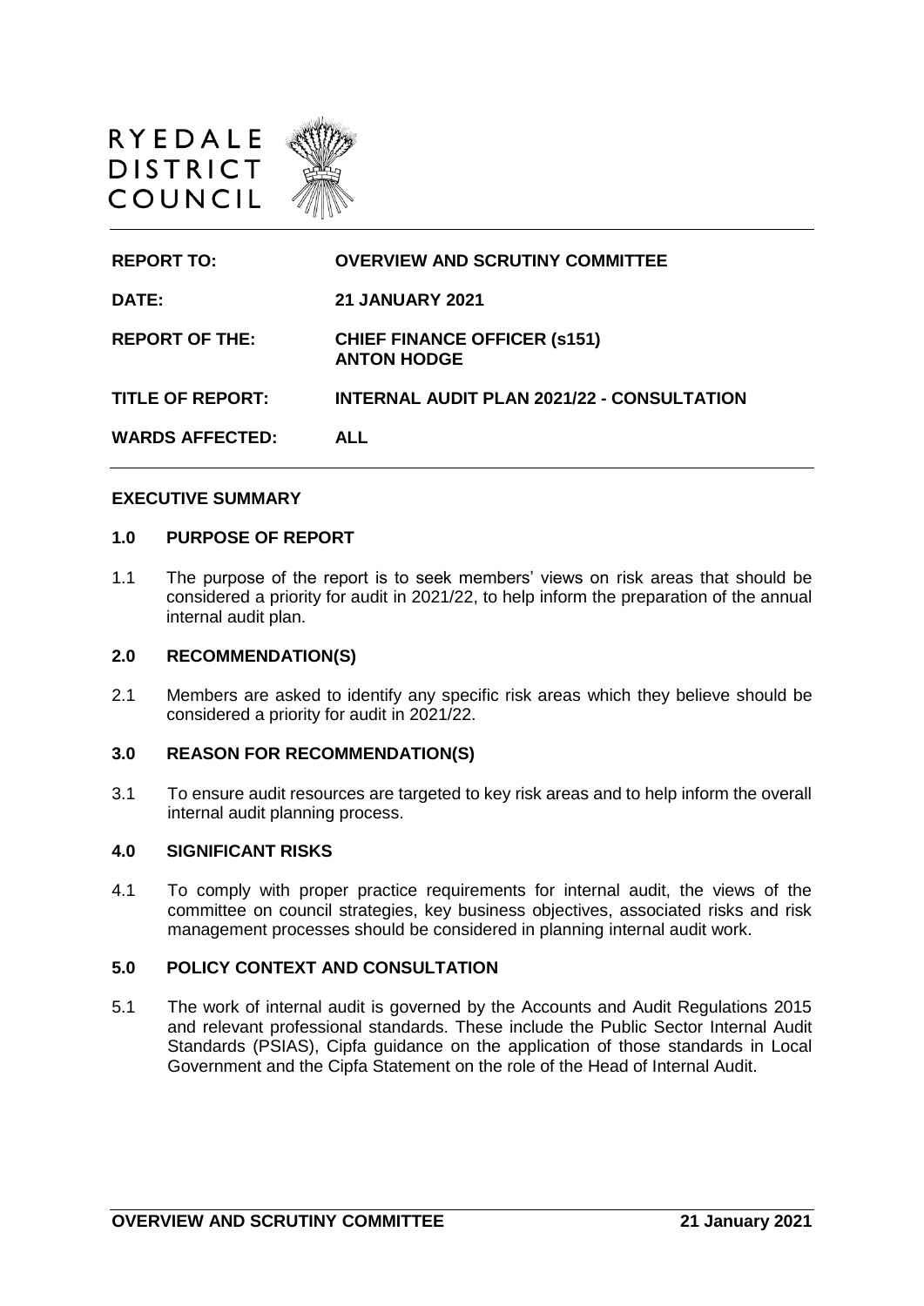RYEDALE DISTRICT COUNCIL

| | |
|---|---|
| **REPORT TO:** | **OVERVIEW AND SCRUTINY COMMITTEE** |
| **DATE:** | **21 JANUARY 2021** |
| **REPORT OF THE:** | **CHIEF FINANCE OFFICER (s151) ANTON HODGE** |
| **TITLE OF REPORT:** | **INTERNAL AUDIT PLAN 2021/22 - CONSULTATION** |
| **WARDS AFFECTED:** | **ALL** |

## EXECUTIVE SUMMARY

### 1.0 PURPOSE OF REPORT

1.1 The purpose of the report is to seek members' views on risk areas that should be considered a priority for audit in 2021/22, to help inform the preparation of the annual internal audit plan.

### 2.0 RECOMMENDATION(S)

2.1 Members are asked to identify any specific risk areas which they believe should be considered a priority for audit in 2021/22.

### 3.0 REASON FOR RECOMMENDATION(S)

3.1 To ensure audit resources are targeted to key risk areas and to help inform the overall internal audit planning process.

### 4.0 SIGNIFICANT RISKS

4.1 To comply with proper practice requirements for internal audit, the views of the committee on council strategies, key business objectives, associated risks and risk management processes should be considered in planning internal audit work.

### 5.0 POLICY CONTEXT AND CONSULTATION

5.1 The work of internal audit is governed by the Accounts and Audit Regulations 2015 and relevant professional standards. These include the Public Sector Internal Audit Standards (PSIAS), Cipfa guidance on the application of those standards in Local Government and the Cipfa Statement on the role of the Head of Internal Audit.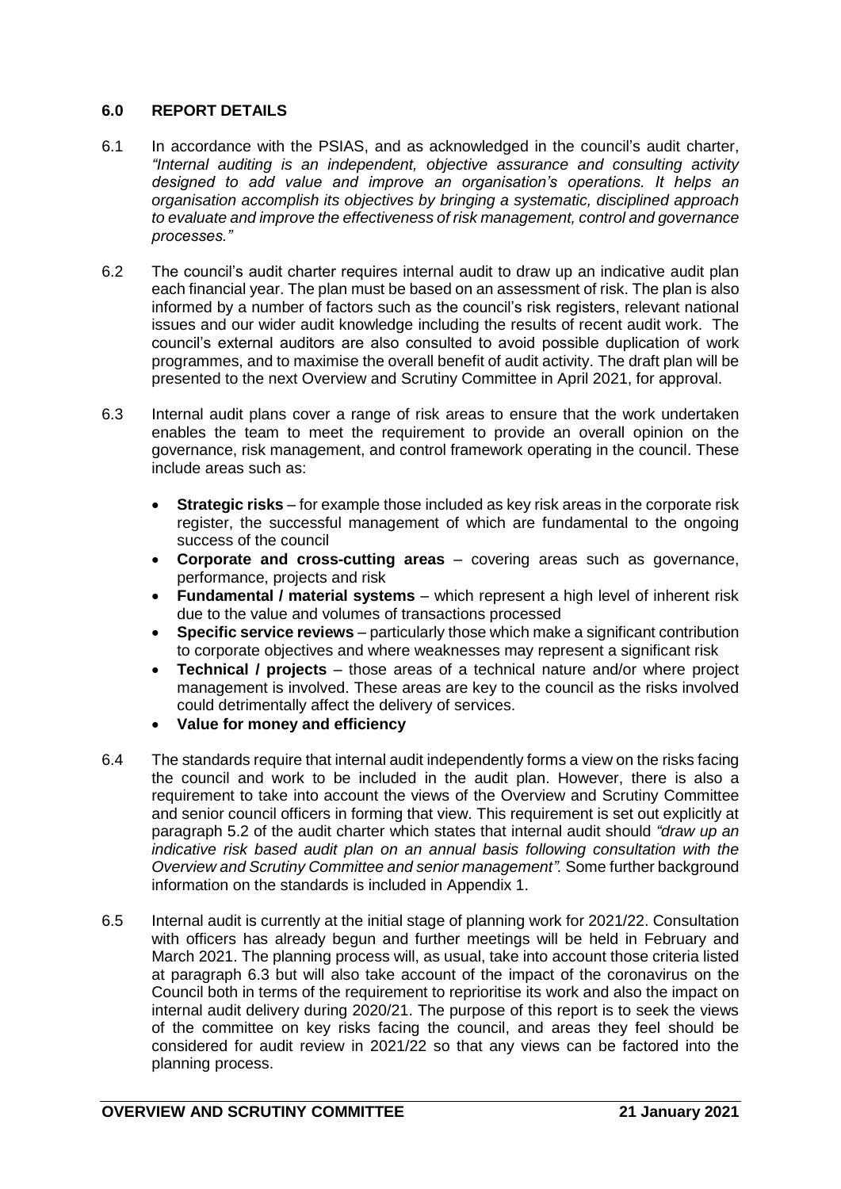## 6.0 REPORT DETAILS

6.1 In accordance with the PSIAS, and as acknowledged in the council's audit charter, *"Internal auditing is an independent, objective assurance and consulting activity designed to add value and improve an organisation's operations. It helps an organisation accomplish its objectives by bringing a systematic, disciplined approach to evaluate and improve the effectiveness of risk management, control and governance processes."*

6.2 The council's audit charter requires internal audit to draw up an indicative audit plan each financial year. The plan must be based on an assessment of risk. The plan is also informed by a number of factors such as the council's risk registers, relevant national issues and our wider audit knowledge including the results of recent audit work. The council's external auditors are also consulted to avoid possible duplication of work programmes, and to maximise the overall benefit of audit activity. The draft plan will be presented to the next Overview and Scrutiny Committee in April 2021, for approval.

6.3 Internal audit plans cover a range of risk areas to ensure that the work undertaken enables the team to meet the requirement to provide an overall opinion on the governance, risk management, and control framework operating in the council. These include areas such as:

- **Strategic risks** – for example those included as key risk areas in the corporate risk register, the successful management of which are fundamental to the ongoing success of the council
- **Corporate and cross-cutting areas** – covering areas such as governance, performance, projects and risk
- **Fundamental / material systems** – which represent a high level of inherent risk due to the value and volumes of transactions processed
- **Specific service reviews** – particularly those which make a significant contribution to corporate objectives and where weaknesses may represent a significant risk
- **Technical / projects** – those areas of a technical nature and/or where project management is involved. These areas are key to the council as the risks involved could detrimentally affect the delivery of services.
- **Value for money and efficiency**

6.4 The standards require that internal audit independently forms a view on the risks facing the council and work to be included in the audit plan. However, there is also a requirement to take into account the views of the Overview and Scrutiny Committee and senior council officers in forming that view. This requirement is set out explicitly at paragraph 5.2 of the audit charter which states that internal audit should *"draw up an indicative risk based audit plan on an annual basis following consultation with the Overview and Scrutiny Committee and senior management".* Some further background information on the standards is included in Appendix 1.

6.5 Internal audit is currently at the initial stage of planning work for 2021/22. Consultation with officers has already begun and further meetings will be held in February and March 2021. The planning process will, as usual, take into account those criteria listed at paragraph 6.3 but will also take account of the impact of the coronavirus on the Council both in terms of the requirement to reprioritise its work and also the impact on internal audit delivery during 2020/21. The purpose of this report is to seek the views of the committee on key risks facing the council, and areas they feel should be considered for audit review in 2021/22 so that any views can be factored into the planning process.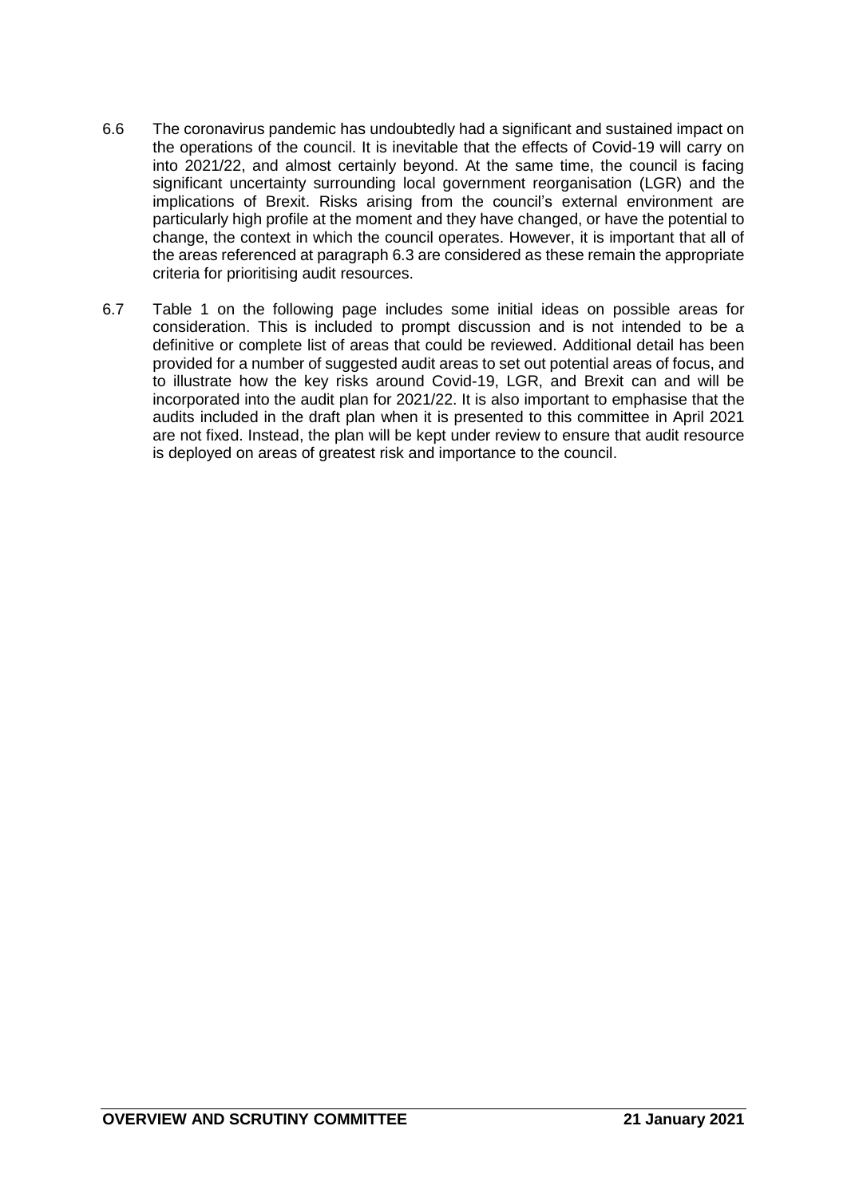6.6 The coronavirus pandemic has undoubtedly had a significant and sustained impact on the operations of the council. It is inevitable that the effects of Covid-19 will carry on into 2021/22, and almost certainly beyond. At the same time, the council is facing significant uncertainty surrounding local government reorganisation (LGR) and the implications of Brexit. Risks arising from the council's external environment are particularly high profile at the moment and they have changed, or have the potential to change, the context in which the council operates. However, it is important that all of the areas referenced at paragraph 6.3 are considered as these remain the appropriate criteria for prioritising audit resources.

6.7 Table 1 on the following page includes some initial ideas on possible areas for consideration. This is included to prompt discussion and is not intended to be a definitive or complete list of areas that could be reviewed. Additional detail has been provided for a number of suggested audit areas to set out potential areas of focus, and to illustrate how the key risks around Covid-19, LGR, and Brexit can and will be incorporated into the audit plan for 2021/22. It is also important to emphasise that the audits included in the draft plan when it is presented to this committee in April 2021 are not fixed. Instead, the plan will be kept under review to ensure that audit resource is deployed on areas of greatest risk and importance to the council.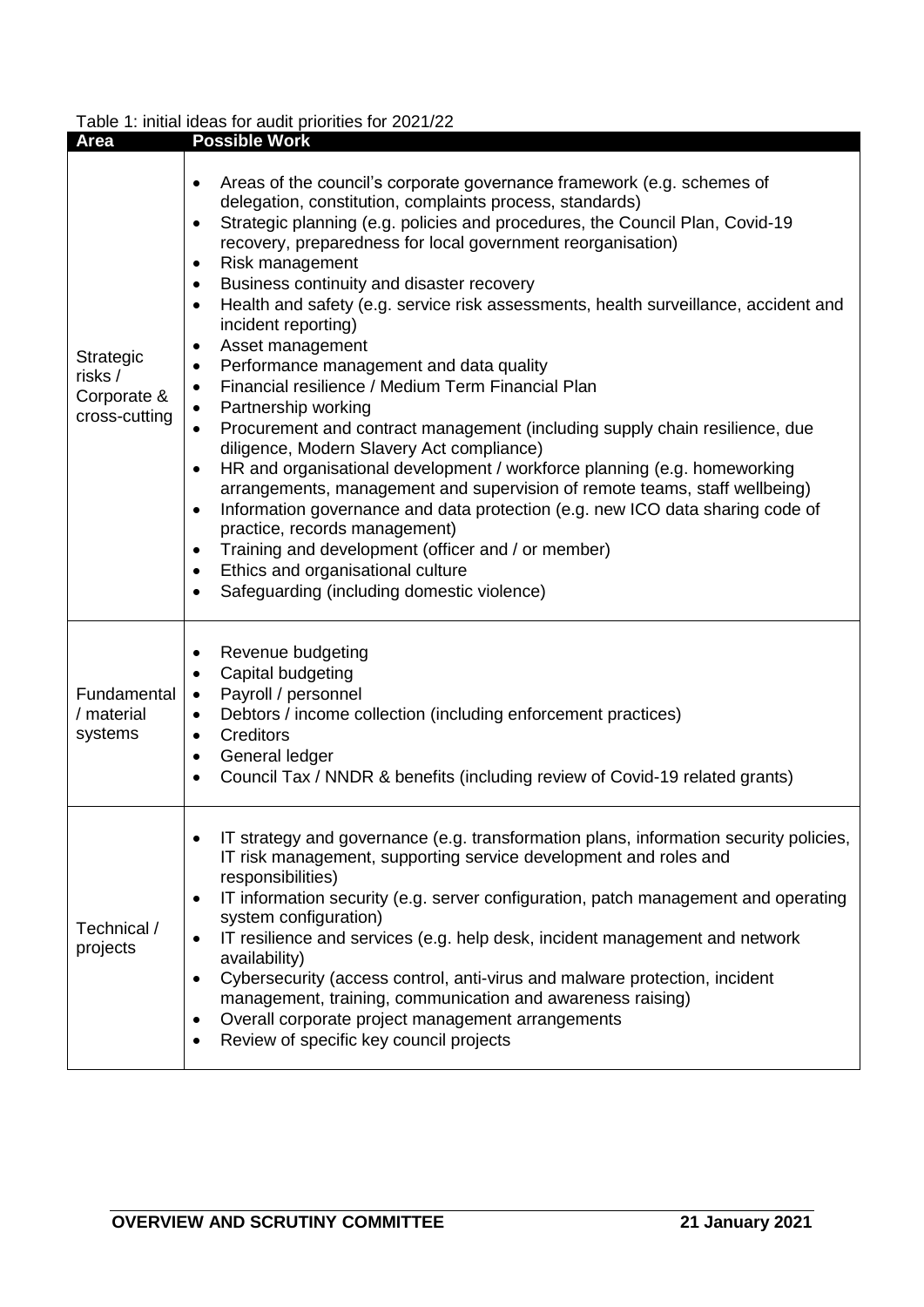Table 1: initial ideas for audit priorities for 2021/22

| Area | Possible Work |
| --- | --- |
| Strategic risks / Corporate & cross-cutting | • Areas of the council's corporate governance framework (e.g. schemes of delegation, constitution, complaints process, standards)<br>• Strategic planning (e.g. policies and procedures, the Council Plan, Covid-19 recovery, preparedness for local government reorganisation)<br>• Risk management<br>• Business continuity and disaster recovery<br>• Health and safety (e.g. service risk assessments, health surveillance, accident and incident reporting)<br>• Asset management<br>• Performance management and data quality<br>• Financial resilience / Medium Term Financial Plan<br>• Partnership working<br>• Procurement and contract management (including supply chain resilience, due diligence, Modern Slavery Act compliance)<br>• HR and organisational development / workforce planning (e.g. homeworking arrangements, management and supervision of remote teams, staff wellbeing)<br>• Information governance and data protection (e.g. new ICO data sharing code of practice, records management)<br>• Training and development (officer and / or member)<br>• Ethics and organisational culture<br>• Safeguarding (including domestic violence) |
| Fundamental / material systems | • Revenue budgeting<br>• Capital budgeting<br>• Payroll / personnel<br>• Debtors / income collection (including enforcement practices)<br>• Creditors<br>• General ledger<br>• Council Tax / NNDR & benefits (including review of Covid-19 related grants) |
| Technical / projects | • IT strategy and governance (e.g. transformation plans, information security policies, IT risk management, supporting service development and roles and responsibilities)<br>• IT information security (e.g. server configuration, patch management and operating system configuration)<br>• IT resilience and services (e.g. help desk, incident management and network availability)<br>• Cybersecurity (access control, anti-virus and malware protection, incident management, training, communication and awareness raising)<br>• Overall corporate project management arrangements<br>• Review of specific key council projects |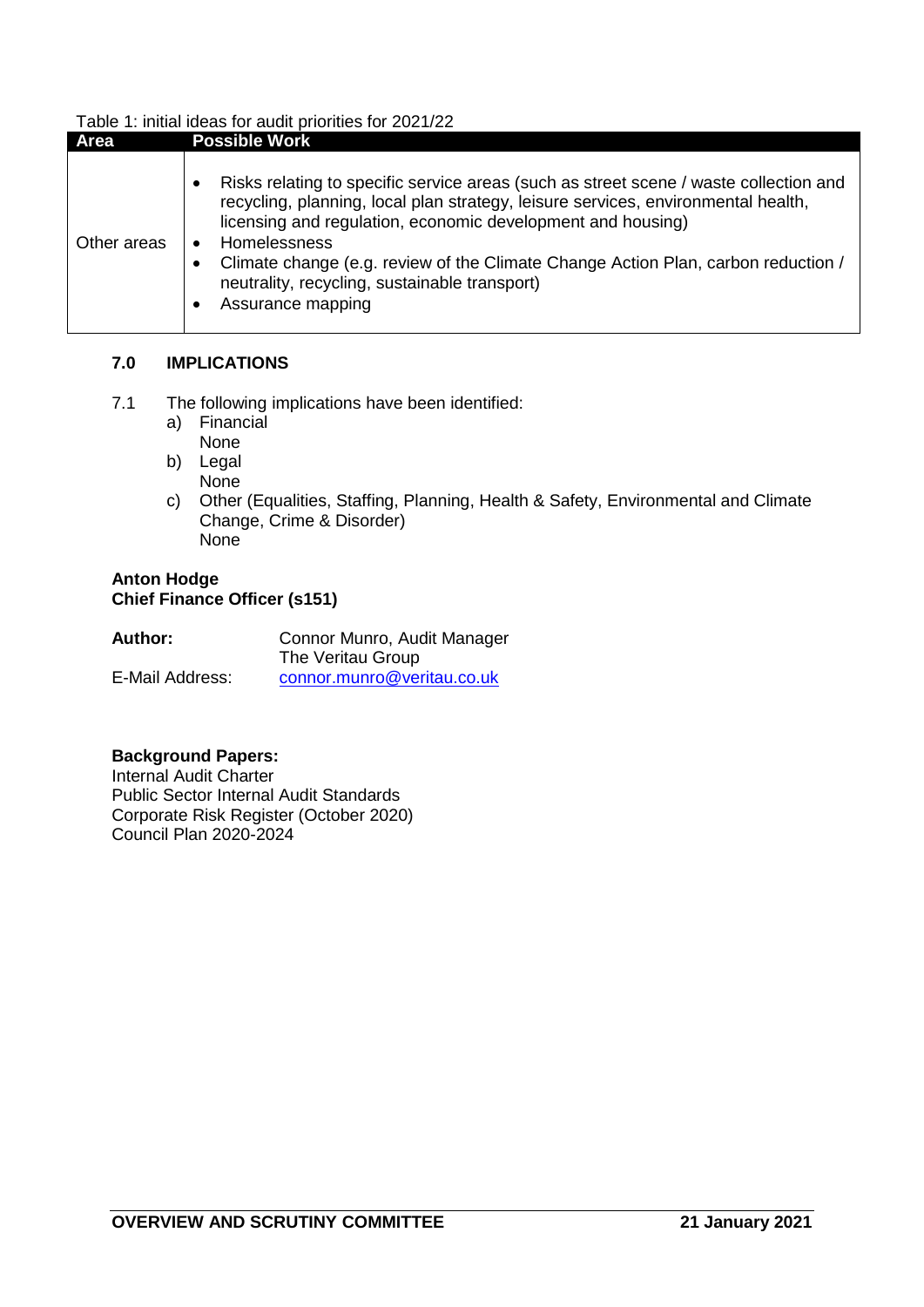Table 1: initial ideas for audit priorities for 2021/22

| Area | Possible Work |
| --- | --- |
| Other areas | • Risks relating to specific service areas (such as street scene / waste collection and recycling, planning, local plan strategy, leisure services, environmental health, licensing and regulation, economic development and housing)<br>• Homelessness<br>• Climate change (e.g. review of the Climate Change Action Plan, carbon reduction / neutrality, recycling, sustainable transport)<br>• Assurance mapping |

## 7.0 IMPLICATIONS

7.1 The following implications have been identified:

a) Financial
None

b) Legal
None

c) Other (Equalities, Staffing, Planning, Health & Safety, Environmental and Climate Change, Crime & Disorder)
None

**Anton Hodge**
**Chief Finance Officer (s151)**

**Author:** Connor Munro, Audit Manager
The Veritau Group

E-Mail Address: connor.munro@veritau.co.uk

**Background Papers:**
Internal Audit Charter
Public Sector Internal Audit Standards
Corporate Risk Register (October 2020)
Council Plan 2020-2024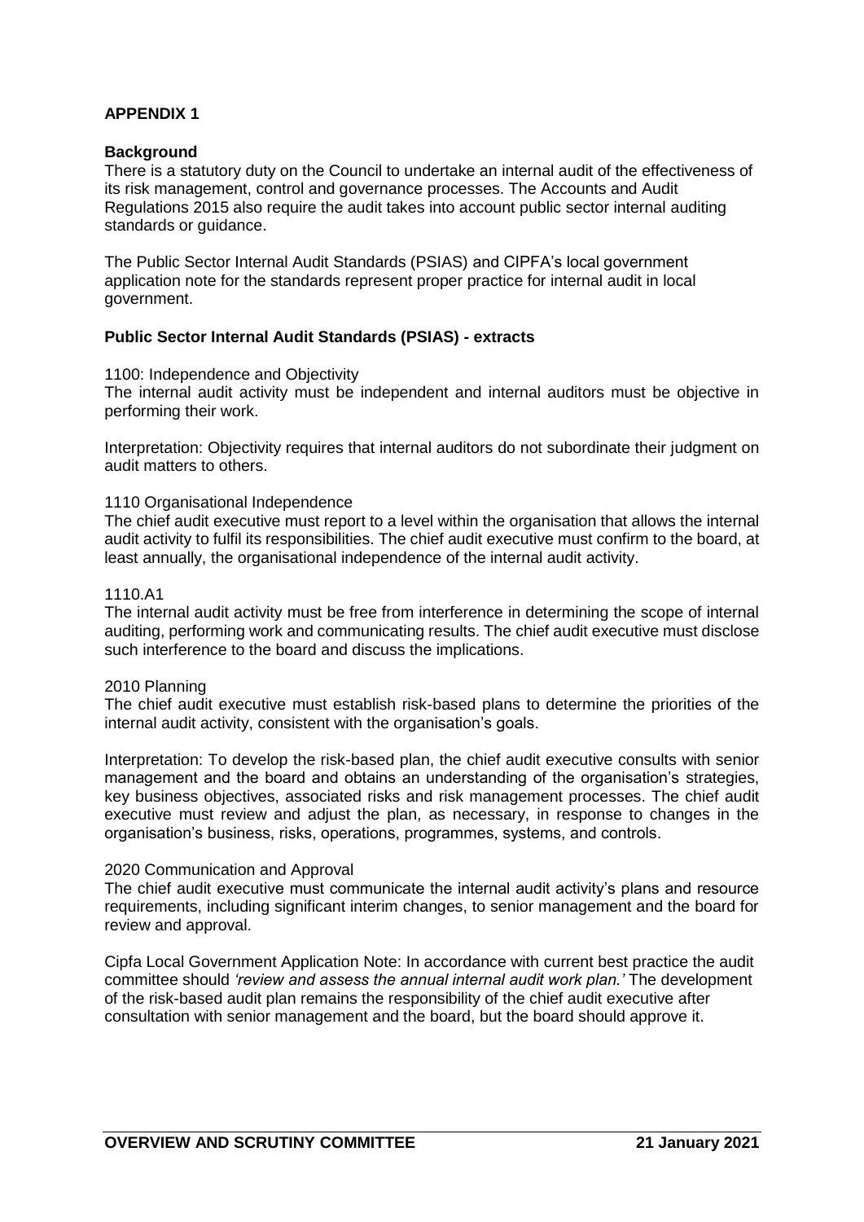**APPENDIX 1**

**Background**

There is a statutory duty on the Council to undertake an internal audit of the effectiveness of its risk management, control and governance processes. The Accounts and Audit Regulations 2015 also require the audit takes into account public sector internal auditing standards or guidance.

The Public Sector Internal Audit Standards (PSIAS) and CIPFA's local government application note for the standards represent proper practice for internal audit in local government.

**Public Sector Internal Audit Standards (PSIAS) - extracts**

1100: Independence and Objectivity

The internal audit activity must be independent and internal auditors must be objective in performing their work.

Interpretation: Objectivity requires that internal auditors do not subordinate their judgment on audit matters to others.

1110 Organisational Independence

The chief audit executive must report to a level within the organisation that allows the internal audit activity to fulfil its responsibilities. The chief audit executive must confirm to the board, at least annually, the organisational independence of the internal audit activity.

1110.A1

The internal audit activity must be free from interference in determining the scope of internal auditing, performing work and communicating results. The chief audit executive must disclose such interference to the board and discuss the implications.

2010 Planning

The chief audit executive must establish risk-based plans to determine the priorities of the internal audit activity, consistent with the organisation's goals.

Interpretation: To develop the risk-based plan, the chief audit executive consults with senior management and the board and obtains an understanding of the organisation's strategies, key business objectives, associated risks and risk management processes. The chief audit executive must review and adjust the plan, as necessary, in response to changes in the organisation's business, risks, operations, programmes, systems, and controls.

2020 Communication and Approval

The chief audit executive must communicate the internal audit activity's plans and resource requirements, including significant interim changes, to senior management and the board for review and approval.

Cipfa Local Government Application Note: In accordance with current best practice the audit committee should *'review and assess the annual internal audit work plan.'* The development of the risk-based audit plan remains the responsibility of the chief audit executive after consultation with senior management and the board, but the board should approve it.